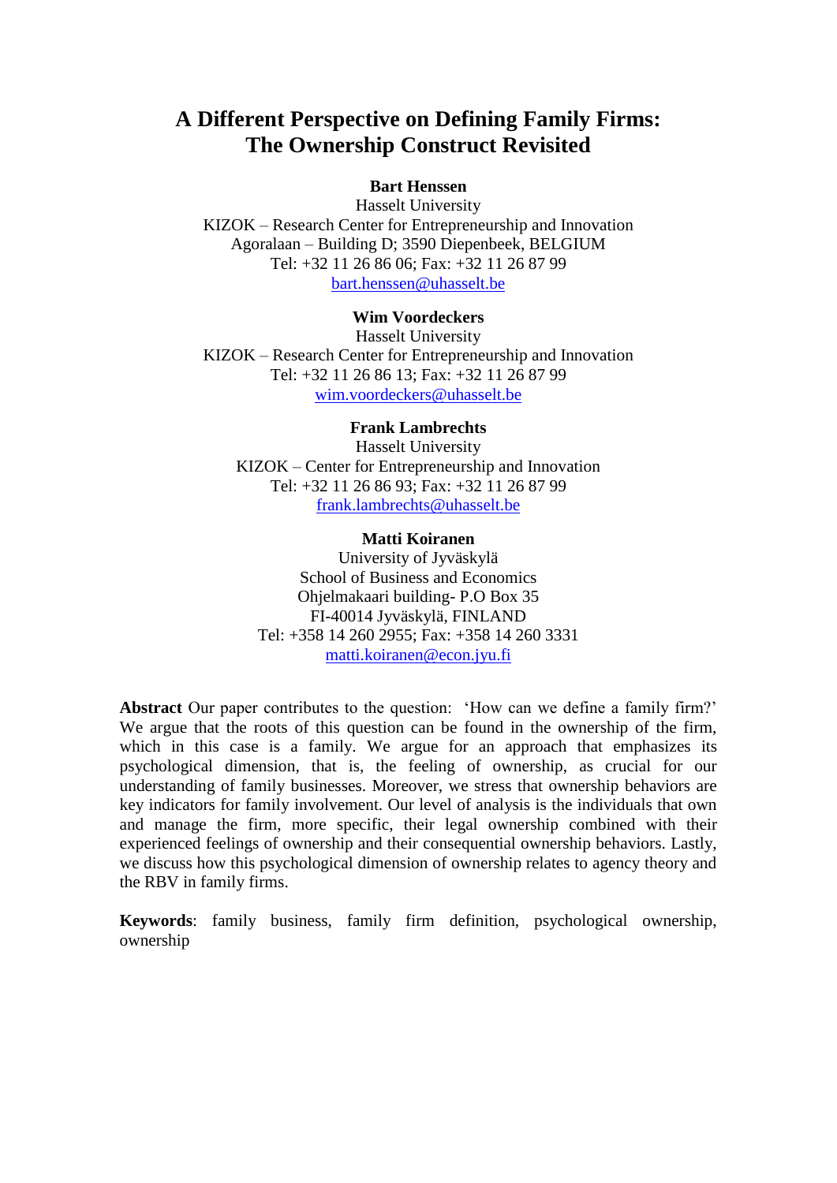# A Different Perspective on Defining Family Firms: The Ownership Construct Revisited

**Bart Henssen**
Hasselt University
KIZOK – Research Center for Entrepreneurship and Innovation
Agoralaan – Building D; 3590 Diepenbeek, BELGIUM
Tel: +32 11 26 86 06; Fax: +32 11 26 87 99
bart.henssen@uhasselt.be

**Wim Voordeckers**
Hasselt University
KIZOK – Research Center for Entrepreneurship and Innovation
Tel: +32 11 26 86 13; Fax: +32 11 26 87 99
wim.voordeckers@uhasselt.be

**Frank Lambrechts**
Hasselt University
KIZOK – Center for Entrepreneurship and Innovation
Tel: +32 11 26 86 93; Fax: +32 11 26 87 99
frank.lambrechts@uhasselt.be

**Matti Koiranen**
University of Jyväskylä
School of Business and Economics
Ohjelmakaari building- P.O Box 35
FI-40014 Jyväskylä, FINLAND
Tel: +358 14 260 2955; Fax: +358 14 260 3331
matti.koiranen@econ.jyu.fi

**Abstract** Our paper contributes to the question: 'How can we define a family firm?' We argue that the roots of this question can be found in the ownership of the firm, which in this case is a family. We argue for an approach that emphasizes its psychological dimension, that is, the feeling of ownership, as crucial for our understanding of family businesses. Moreover, we stress that ownership behaviors are key indicators for family involvement. Our level of analysis is the individuals that own and manage the firm, more specific, their legal ownership combined with their experienced feelings of ownership and their consequential ownership behaviors. Lastly, we discuss how this psychological dimension of ownership relates to agency theory and the RBV in family firms.

**Keywords**: family business, family firm definition, psychological ownership, ownership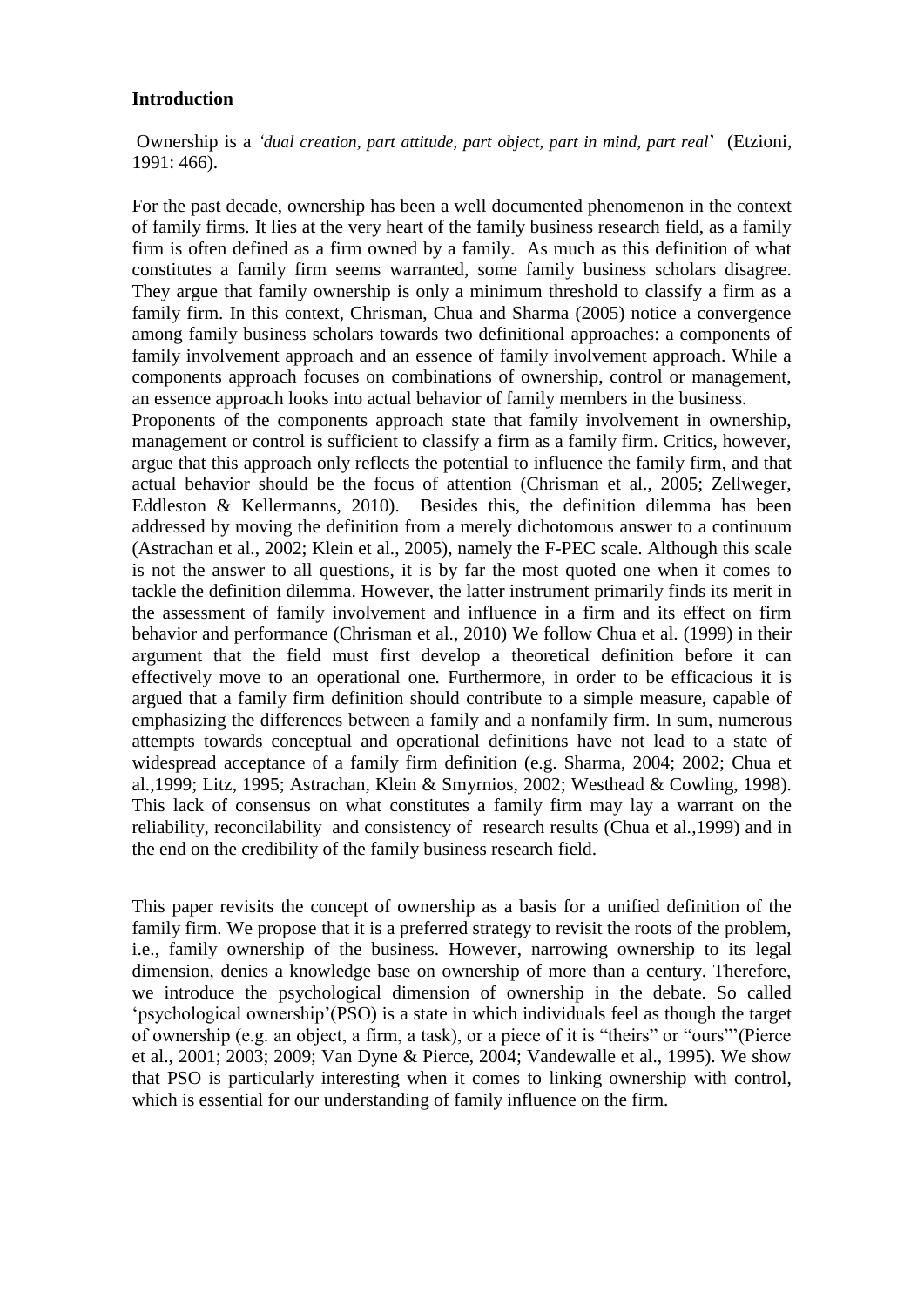**Introduction**

Ownership is a *'dual creation, part attitude, part object, part in mind, part real'* (Etzioni, 1991: 466).

For the past decade, ownership has been a well documented phenomenon in the context of family firms. It lies at the very heart of the family business research field, as a family firm is often defined as a firm owned by a family. As much as this definition of what constitutes a family firm seems warranted, some family business scholars disagree. They argue that family ownership is only a minimum threshold to classify a firm as a family firm. In this context, Chrisman, Chua and Sharma (2005) notice a convergence among family business scholars towards two definitional approaches: a components of family involvement approach and an essence of family involvement approach. While a components approach focuses on combinations of ownership, control or management, an essence approach looks into actual behavior of family members in the business.
Proponents of the components approach state that family involvement in ownership, management or control is sufficient to classify a firm as a family firm. Critics, however, argue that this approach only reflects the potential to influence the family firm, and that actual behavior should be the focus of attention (Chrisman et al., 2005; Zellweger, Eddleston & Kellermanns, 2010). Besides this, the definition dilemma has been addressed by moving the definition from a merely dichotomous answer to a continuum (Astrachan et al., 2002; Klein et al., 2005), namely the F-PEC scale. Although this scale is not the answer to all questions, it is by far the most quoted one when it comes to tackle the definition dilemma. However, the latter instrument primarily finds its merit in the assessment of family involvement and influence in a firm and its effect on firm behavior and performance (Chrisman et al., 2010) We follow Chua et al. (1999) in their argument that the field must first develop a theoretical definition before it can effectively move to an operational one. Furthermore, in order to be efficacious it is argued that a family firm definition should contribute to a simple measure, capable of emphasizing the differences between a family and a nonfamily firm. In sum, numerous attempts towards conceptual and operational definitions have not lead to a state of widespread acceptance of a family firm definition (e.g. Sharma, 2004; 2002; Chua et al.,1999; Litz, 1995; Astrachan, Klein & Smyrnios, 2002; Westhead & Cowling, 1998). This lack of consensus on what constitutes a family firm may lay a warrant on the reliability, reconcilability and consistency of research results (Chua et al.,1999) and in the end on the credibility of the family business research field.

This paper revisits the concept of ownership as a basis for a unified definition of the family firm. We propose that it is a preferred strategy to revisit the roots of the problem, i.e., family ownership of the business. However, narrowing ownership to its legal dimension, denies a knowledge base on ownership of more than a century. Therefore, we introduce the psychological dimension of ownership in the debate. So called 'psychological ownership'(PSO) is a state in which individuals feel as though the target of ownership (e.g. an object, a firm, a task), or a piece of it is "theirs" or "ours"'(Pierce et al., 2001; 2003; 2009; Van Dyne & Pierce, 2004; Vandewalle et al., 1995). We show that PSO is particularly interesting when it comes to linking ownership with control, which is essential for our understanding of family influence on the firm.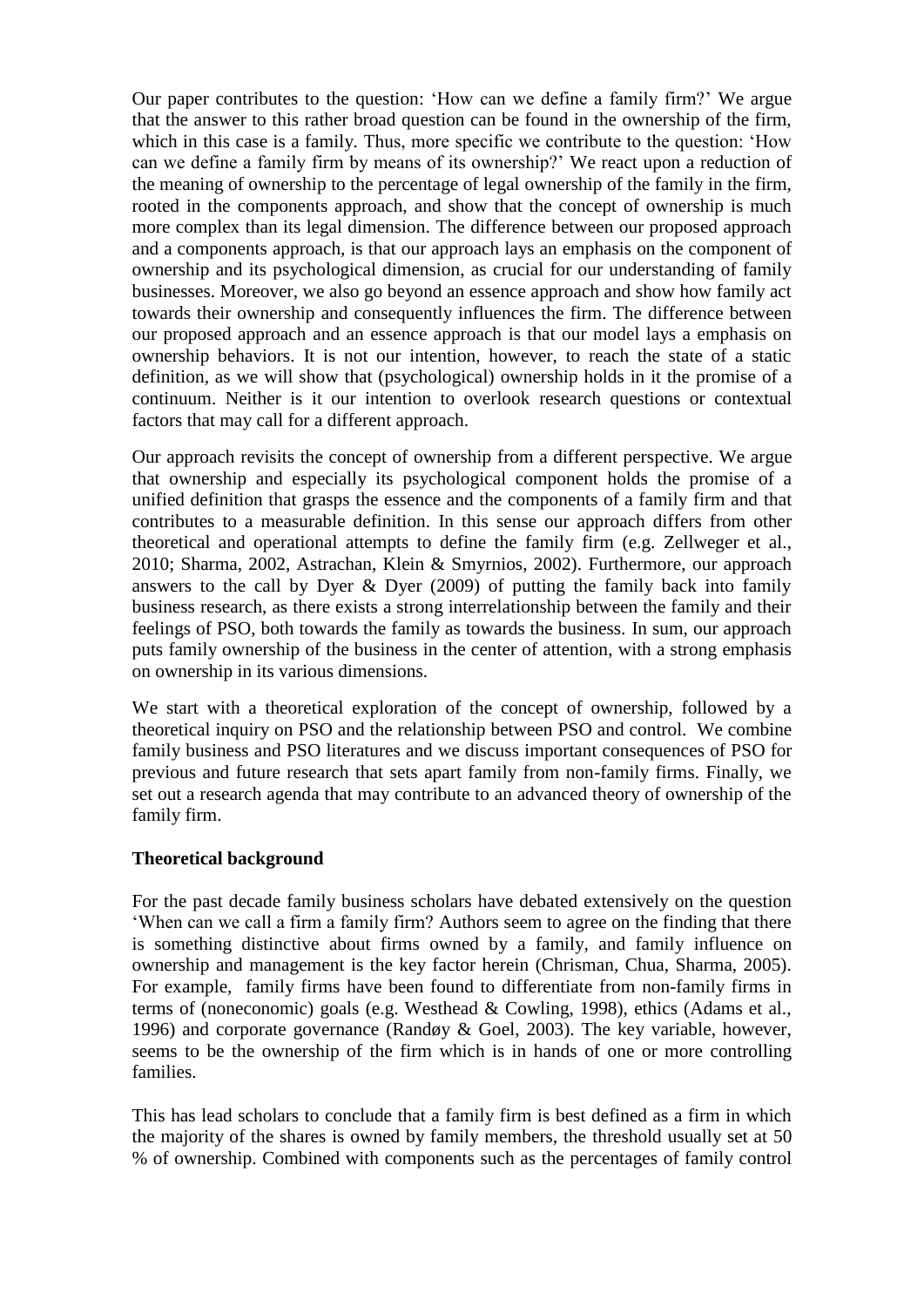Our paper contributes to the question: 'How can we define a family firm?' We argue that the answer to this rather broad question can be found in the ownership of the firm, which in this case is a family. Thus, more specific we contribute to the question: 'How can we define a family firm by means of its ownership?' We react upon a reduction of the meaning of ownership to the percentage of legal ownership of the family in the firm, rooted in the components approach, and show that the concept of ownership is much more complex than its legal dimension. The difference between our proposed approach and a components approach, is that our approach lays an emphasis on the component of ownership and its psychological dimension, as crucial for our understanding of family businesses. Moreover, we also go beyond an essence approach and show how family act towards their ownership and consequently influences the firm. The difference between our proposed approach and an essence approach is that our model lays a emphasis on ownership behaviors. It is not our intention, however, to reach the state of a static definition, as we will show that (psychological) ownership holds in it the promise of a continuum. Neither is it our intention to overlook research questions or contextual factors that may call for a different approach.

Our approach revisits the concept of ownership from a different perspective. We argue that ownership and especially its psychological component holds the promise of a unified definition that grasps the essence and the components of a family firm and that contributes to a measurable definition. In this sense our approach differs from other theoretical and operational attempts to define the family firm (e.g. Zellweger et al., 2010; Sharma, 2002, Astrachan, Klein & Smyrnios, 2002). Furthermore, our approach answers to the call by Dyer & Dyer (2009) of putting the family back into family business research, as there exists a strong interrelationship between the family and their feelings of PSO, both towards the family as towards the business. In sum, our approach puts family ownership of the business in the center of attention, with a strong emphasis on ownership in its various dimensions.

We start with a theoretical exploration of the concept of ownership, followed by a theoretical inquiry on PSO and the relationship between PSO and control. We combine family business and PSO literatures and we discuss important consequences of PSO for previous and future research that sets apart family from non-family firms. Finally, we set out a research agenda that may contribute to an advanced theory of ownership of the family firm.

**Theoretical background**

For the past decade family business scholars have debated extensively on the question 'When can we call a firm a family firm? Authors seem to agree on the finding that there is something distinctive about firms owned by a family, and family influence on ownership and management is the key factor herein (Chrisman, Chua, Sharma, 2005). For example, family firms have been found to differentiate from non-family firms in terms of (noneconomic) goals (e.g. Westhead & Cowling, 1998), ethics (Adams et al., 1996) and corporate governance (Randøy & Goel, 2003). The key variable, however, seems to be the ownership of the firm which is in hands of one or more controlling families.

This has lead scholars to conclude that a family firm is best defined as a firm in which the majority of the shares is owned by family members, the threshold usually set at 50 % of ownership. Combined with components such as the percentages of family control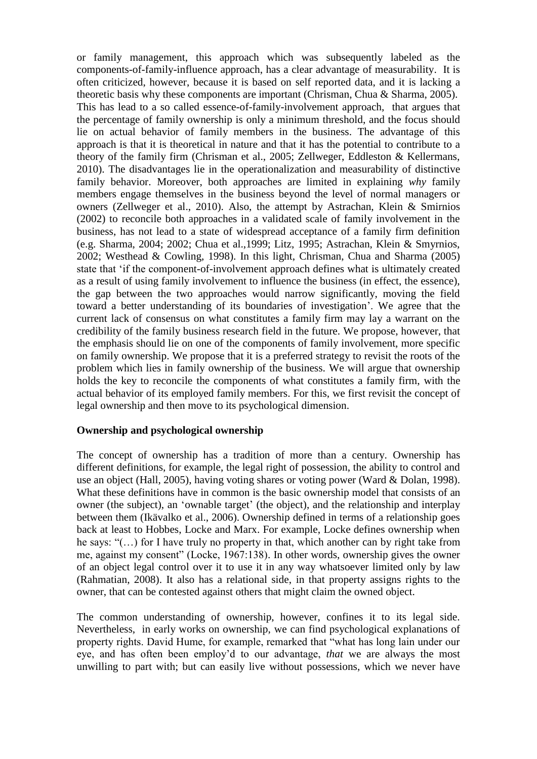or family management, this approach which was subsequently labeled as the components-of-family-influence approach, has a clear advantage of measurability. It is often criticized, however, because it is based on self reported data, and it is lacking a theoretic basis why these components are important (Chrisman, Chua & Sharma, 2005). This has lead to a so called essence-of-family-involvement approach, that argues that the percentage of family ownership is only a minimum threshold, and the focus should lie on actual behavior of family members in the business. The advantage of this approach is that it is theoretical in nature and that it has the potential to contribute to a theory of the family firm (Chrisman et al., 2005; Zellweger, Eddleston & Kellermans, 2010). The disadvantages lie in the operationalization and measurability of distinctive family behavior. Moreover, both approaches are limited in explaining *why* family members engage themselves in the business beyond the level of normal managers or owners (Zellweger et al., 2010). Also, the attempt by Astrachan, Klein & Smirnios (2002) to reconcile both approaches in a validated scale of family involvement in the business, has not lead to a state of widespread acceptance of a family firm definition (e.g. Sharma, 2004; 2002; Chua et al.,1999; Litz, 1995; Astrachan, Klein & Smyrnios, 2002; Westhead & Cowling, 1998). In this light, Chrisman, Chua and Sharma (2005) state that 'if the component-of-involvement approach defines what is ultimately created as a result of using family involvement to influence the business (in effect, the essence), the gap between the two approaches would narrow significantly, moving the field toward a better understanding of its boundaries of investigation'. We agree that the current lack of consensus on what constitutes a family firm may lay a warrant on the credibility of the family business research field in the future. We propose, however, that the emphasis should lie on one of the components of family involvement, more specific on family ownership. We propose that it is a preferred strategy to revisit the roots of the problem which lies in family ownership of the business. We will argue that ownership holds the key to reconcile the components of what constitutes a family firm, with the actual behavior of its employed family members. For this, we first revisit the concept of legal ownership and then move to its psychological dimension.

**Ownership and psychological ownership**

The concept of ownership has a tradition of more than a century. Ownership has different definitions, for example, the legal right of possession, the ability to control and use an object (Hall, 2005), having voting shares or voting power (Ward & Dolan, 1998). What these definitions have in common is the basic ownership model that consists of an owner (the subject), an 'ownable target' (the object), and the relationship and interplay between them (Ikävalko et al., 2006). Ownership defined in terms of a relationship goes back at least to Hobbes, Locke and Marx. For example, Locke defines ownership when he says: "(…) for I have truly no property in that, which another can by right take from me, against my consent" (Locke, 1967:138). In other words, ownership gives the owner of an object legal control over it to use it in any way whatsoever limited only by law (Rahmatian, 2008). It also has a relational side, in that property assigns rights to the owner, that can be contested against others that might claim the owned object.

The common understanding of ownership, however, confines it to its legal side. Nevertheless, in early works on ownership, we can find psychological explanations of property rights. David Hume, for example, remarked that "what has long lain under our eye, and has often been employ'd to our advantage, *that* we are always the most unwilling to part with; but can easily live without possessions, which we never have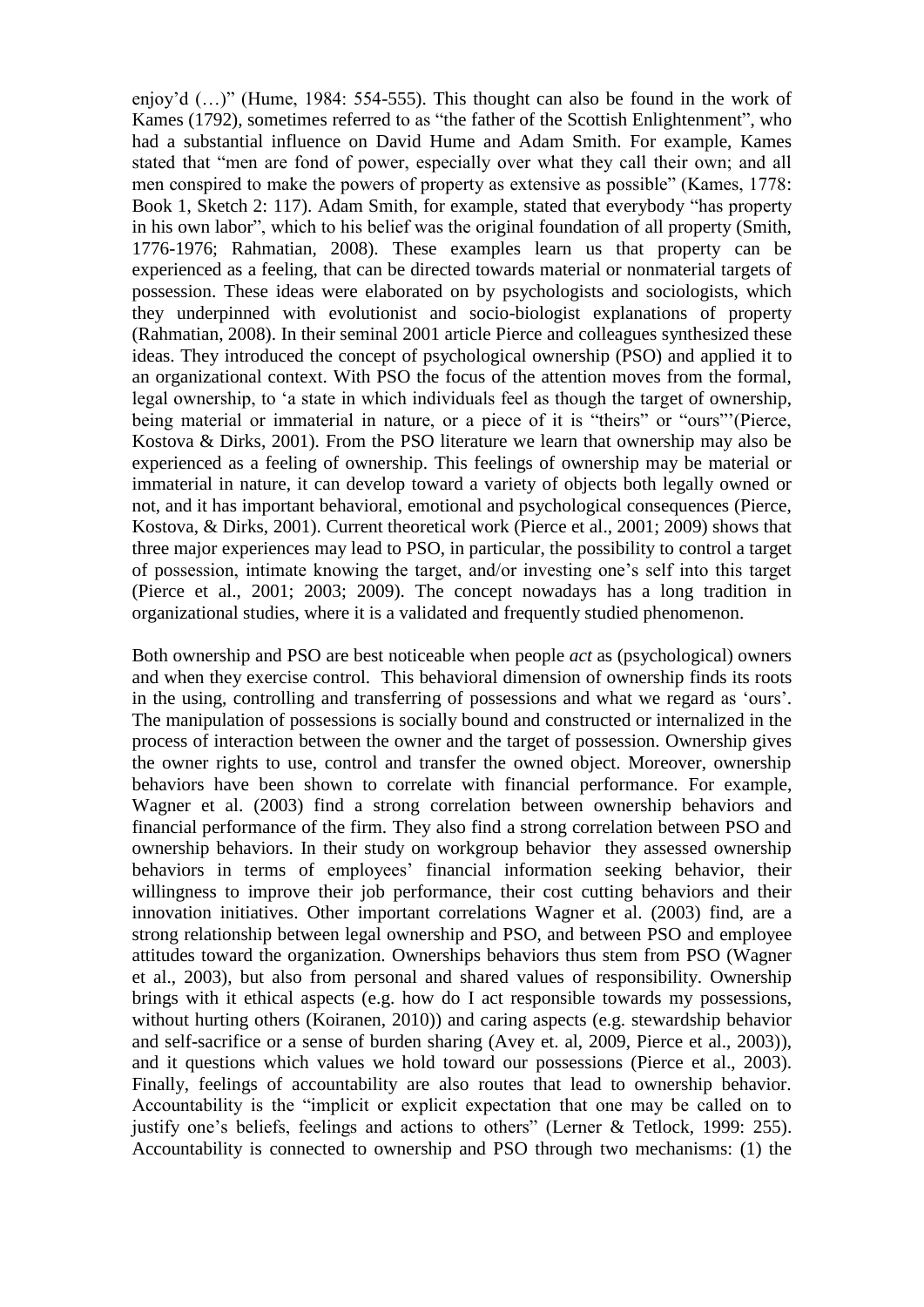enjoy'd (…)" (Hume, 1984: 554-555). This thought can also be found in the work of Kames (1792), sometimes referred to as "the father of the Scottish Enlightenment", who had a substantial influence on David Hume and Adam Smith. For example, Kames stated that "men are fond of power, especially over what they call their own; and all men conspired to make the powers of property as extensive as possible" (Kames, 1778: Book 1, Sketch 2: 117). Adam Smith, for example, stated that everybody "has property in his own labor", which to his belief was the original foundation of all property (Smith, 1776-1976; Rahmatian, 2008). These examples learn us that property can be experienced as a feeling, that can be directed towards material or nonmaterial targets of possession. These ideas were elaborated on by psychologists and sociologists, which they underpinned with evolutionist and socio-biologist explanations of property (Rahmatian, 2008). In their seminal 2001 article Pierce and colleagues synthesized these ideas. They introduced the concept of psychological ownership (PSO) and applied it to an organizational context. With PSO the focus of the attention moves from the formal, legal ownership, to 'a state in which individuals feel as though the target of ownership, being material or immaterial in nature, or a piece of it is "theirs" or "ours"'(Pierce, Kostova & Dirks, 2001). From the PSO literature we learn that ownership may also be experienced as a feeling of ownership. This feelings of ownership may be material or immaterial in nature, it can develop toward a variety of objects both legally owned or not, and it has important behavioral, emotional and psychological consequences (Pierce, Kostova, & Dirks, 2001). Current theoretical work (Pierce et al., 2001; 2009) shows that three major experiences may lead to PSO, in particular, the possibility to control a target of possession, intimate knowing the target, and/or investing one's self into this target (Pierce et al., 2001; 2003; 2009). The concept nowadays has a long tradition in organizational studies, where it is a validated and frequently studied phenomenon.

Both ownership and PSO are best noticeable when people *act* as (psychological) owners and when they exercise control. This behavioral dimension of ownership finds its roots in the using, controlling and transferring of possessions and what we regard as 'ours'. The manipulation of possessions is socially bound and constructed or internalized in the process of interaction between the owner and the target of possession. Ownership gives the owner rights to use, control and transfer the owned object. Moreover, ownership behaviors have been shown to correlate with financial performance. For example, Wagner et al. (2003) find a strong correlation between ownership behaviors and financial performance of the firm. They also find a strong correlation between PSO and ownership behaviors. In their study on workgroup behavior they assessed ownership behaviors in terms of employees' financial information seeking behavior, their willingness to improve their job performance, their cost cutting behaviors and their innovation initiatives. Other important correlations Wagner et al. (2003) find, are a strong relationship between legal ownership and PSO, and between PSO and employee attitudes toward the organization. Ownerships behaviors thus stem from PSO (Wagner et al., 2003), but also from personal and shared values of responsibility. Ownership brings with it ethical aspects (e.g. how do I act responsible towards my possessions, without hurting others (Koiranen, 2010)) and caring aspects (e.g. stewardship behavior and self-sacrifice or a sense of burden sharing (Avey et. al, 2009, Pierce et al., 2003)), and it questions which values we hold toward our possessions (Pierce et al., 2003). Finally, feelings of accountability are also routes that lead to ownership behavior. Accountability is the "implicit or explicit expectation that one may be called on to justify one's beliefs, feelings and actions to others" (Lerner & Tetlock, 1999: 255). Accountability is connected to ownership and PSO through two mechanisms: (1) the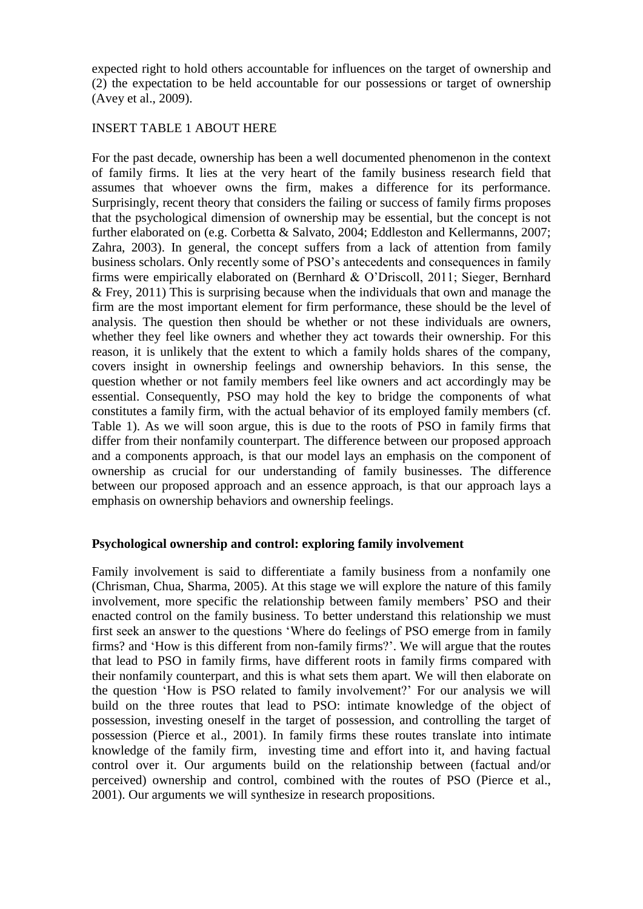expected right to hold others accountable for influences on the target of ownership and (2) the expectation to be held accountable for our possessions or target of ownership (Avey et al., 2009).

INSERT TABLE 1 ABOUT HERE

For the past decade, ownership has been a well documented phenomenon in the context of family firms. It lies at the very heart of the family business research field that assumes that whoever owns the firm, makes a difference for its performance. Surprisingly, recent theory that considers the failing or success of family firms proposes that the psychological dimension of ownership may be essential, but the concept is not further elaborated on (e.g. Corbetta & Salvato, 2004; Eddleston and Kellermanns, 2007; Zahra, 2003). In general, the concept suffers from a lack of attention from family business scholars. Only recently some of PSO's antecedents and consequences in family firms were empirically elaborated on (Bernhard & O'Driscoll, 2011; Sieger, Bernhard & Frey, 2011) This is surprising because when the individuals that own and manage the firm are the most important element for firm performance, these should be the level of analysis. The question then should be whether or not these individuals are owners, whether they feel like owners and whether they act towards their ownership. For this reason, it is unlikely that the extent to which a family holds shares of the company, covers insight in ownership feelings and ownership behaviors. In this sense, the question whether or not family members feel like owners and act accordingly may be essential. Consequently, PSO may hold the key to bridge the components of what constitutes a family firm, with the actual behavior of its employed family members (cf. Table 1). As we will soon argue, this is due to the roots of PSO in family firms that differ from their nonfamily counterpart. The difference between our proposed approach and a components approach, is that our model lays an emphasis on the component of ownership as crucial for our understanding of family businesses. The difference between our proposed approach and an essence approach, is that our approach lays a emphasis on ownership behaviors and ownership feelings.

**Psychological ownership and control: exploring family involvement**

Family involvement is said to differentiate a family business from a nonfamily one (Chrisman, Chua, Sharma, 2005). At this stage we will explore the nature of this family involvement, more specific the relationship between family members' PSO and their enacted control on the family business. To better understand this relationship we must first seek an answer to the questions 'Where do feelings of PSO emerge from in family firms? and 'How is this different from non-family firms?'. We will argue that the routes that lead to PSO in family firms, have different roots in family firms compared with their nonfamily counterpart, and this is what sets them apart. We will then elaborate on the question 'How is PSO related to family involvement?' For our analysis we will build on the three routes that lead to PSO: intimate knowledge of the object of possession, investing oneself in the target of possession, and controlling the target of possession (Pierce et al., 2001). In family firms these routes translate into intimate knowledge of the family firm, investing time and effort into it, and having factual control over it. Our arguments build on the relationship between (factual and/or perceived) ownership and control, combined with the routes of PSO (Pierce et al., 2001). Our arguments we will synthesize in research propositions.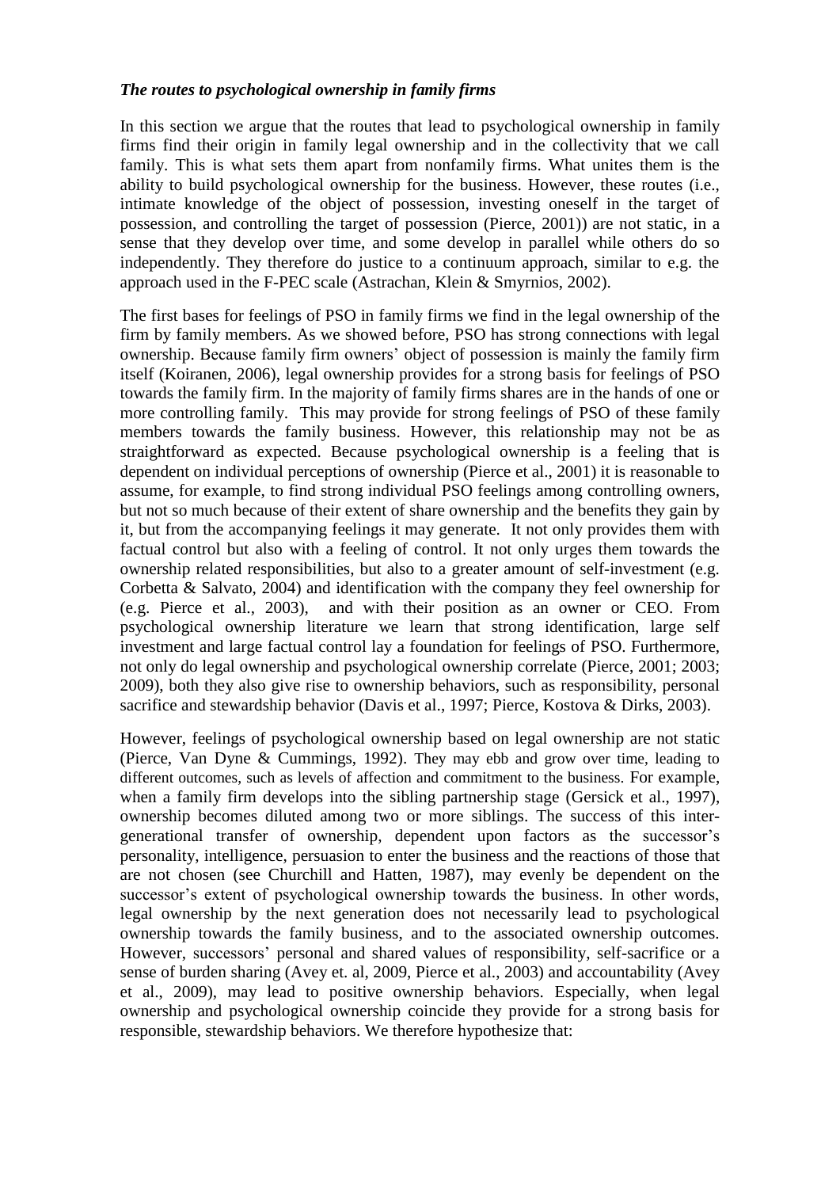### *The routes to psychological ownership in family firms*

In this section we argue that the routes that lead to psychological ownership in family firms find their origin in family legal ownership and in the collectivity that we call family. This is what sets them apart from nonfamily firms. What unites them is the ability to build psychological ownership for the business. However, these routes (i.e., intimate knowledge of the object of possession, investing oneself in the target of possession, and controlling the target of possession (Pierce, 2001)) are not static, in a sense that they develop over time, and some develop in parallel while others do so independently. They therefore do justice to a continuum approach, similar to e.g. the approach used in the F-PEC scale (Astrachan, Klein & Smyrnios, 2002).

The first bases for feelings of PSO in family firms we find in the legal ownership of the firm by family members. As we showed before, PSO has strong connections with legal ownership. Because family firm owners' object of possession is mainly the family firm itself (Koiranen, 2006), legal ownership provides for a strong basis for feelings of PSO towards the family firm. In the majority of family firms shares are in the hands of one or more controlling family. This may provide for strong feelings of PSO of these family members towards the family business. However, this relationship may not be as straightforward as expected. Because psychological ownership is a feeling that is dependent on individual perceptions of ownership (Pierce et al., 2001) it is reasonable to assume, for example, to find strong individual PSO feelings among controlling owners, but not so much because of their extent of share ownership and the benefits they gain by it, but from the accompanying feelings it may generate. It not only provides them with factual control but also with a feeling of control. It not only urges them towards the ownership related responsibilities, but also to a greater amount of self-investment (e.g. Corbetta & Salvato, 2004) and identification with the company they feel ownership for (e.g. Pierce et al., 2003), and with their position as an owner or CEO. From psychological ownership literature we learn that strong identification, large self investment and large factual control lay a foundation for feelings of PSO. Furthermore, not only do legal ownership and psychological ownership correlate (Pierce, 2001; 2003; 2009), both they also give rise to ownership behaviors, such as responsibility, personal sacrifice and stewardship behavior (Davis et al., 1997; Pierce, Kostova & Dirks, 2003).

However, feelings of psychological ownership based on legal ownership are not static (Pierce, Van Dyne & Cummings, 1992). They may ebb and grow over time, leading to different outcomes, such as levels of affection and commitment to the business. For example, when a family firm develops into the sibling partnership stage (Gersick et al., 1997), ownership becomes diluted among two or more siblings. The success of this inter-generational transfer of ownership, dependent upon factors as the successor's personality, intelligence, persuasion to enter the business and the reactions of those that are not chosen (see Churchill and Hatten, 1987), may evenly be dependent on the successor's extent of psychological ownership towards the business. In other words, legal ownership by the next generation does not necessarily lead to psychological ownership towards the family business, and to the associated ownership outcomes. However, successors' personal and shared values of responsibility, self-sacrifice or a sense of burden sharing (Avey et. al, 2009, Pierce et al., 2003) and accountability (Avey et al., 2009), may lead to positive ownership behaviors. Especially, when legal ownership and psychological ownership coincide they provide for a strong basis for responsible, stewardship behaviors. We therefore hypothesize that: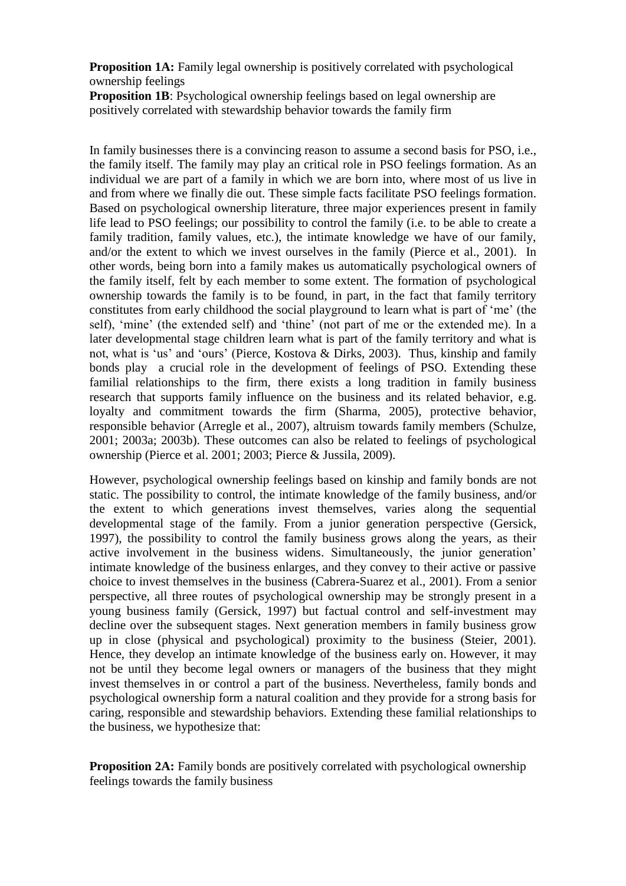**Proposition 1A:** Family legal ownership is positively correlated with psychological ownership feelings

**Proposition 1B**: Psychological ownership feelings based on legal ownership are positively correlated with stewardship behavior towards the family firm

In family businesses there is a convincing reason to assume a second basis for PSO, i.e., the family itself. The family may play an critical role in PSO feelings formation. As an individual we are part of a family in which we are born into, where most of us live in and from where we finally die out. These simple facts facilitate PSO feelings formation. Based on psychological ownership literature, three major experiences present in family life lead to PSO feelings; our possibility to control the family (i.e. to be able to create a family tradition, family values, etc.), the intimate knowledge we have of our family, and/or the extent to which we invest ourselves in the family (Pierce et al., 2001). In other words, being born into a family makes us automatically psychological owners of the family itself, felt by each member to some extent. The formation of psychological ownership towards the family is to be found, in part, in the fact that family territory constitutes from early childhood the social playground to learn what is part of 'me' (the self), 'mine' (the extended self) and 'thine' (not part of me or the extended me). In a later developmental stage children learn what is part of the family territory and what is not, what is 'us' and 'ours' (Pierce, Kostova & Dirks, 2003). Thus, kinship and family bonds play a crucial role in the development of feelings of PSO. Extending these familial relationships to the firm, there exists a long tradition in family business research that supports family influence on the business and its related behavior, e.g. loyalty and commitment towards the firm (Sharma, 2005), protective behavior, responsible behavior (Arregle et al., 2007), altruism towards family members (Schulze, 2001; 2003a; 2003b). These outcomes can also be related to feelings of psychological ownership (Pierce et al. 2001; 2003; Pierce & Jussila, 2009).

However, psychological ownership feelings based on kinship and family bonds are not static. The possibility to control, the intimate knowledge of the family business, and/or the extent to which generations invest themselves, varies along the sequential developmental stage of the family. From a junior generation perspective (Gersick, 1997), the possibility to control the family business grows along the years, as their active involvement in the business widens. Simultaneously, the junior generation' intimate knowledge of the business enlarges, and they convey to their active or passive choice to invest themselves in the business (Cabrera-Suarez et al., 2001). From a senior perspective, all three routes of psychological ownership may be strongly present in a young business family (Gersick, 1997) but factual control and self-investment may decline over the subsequent stages. Next generation members in family business grow up in close (physical and psychological) proximity to the business (Steier, 2001). Hence, they develop an intimate knowledge of the business early on. However, it may not be until they become legal owners or managers of the business that they might invest themselves in or control a part of the business. Nevertheless, family bonds and psychological ownership form a natural coalition and they provide for a strong basis for caring, responsible and stewardship behaviors. Extending these familial relationships to the business, we hypothesize that:

**Proposition 2A:** Family bonds are positively correlated with psychological ownership feelings towards the family business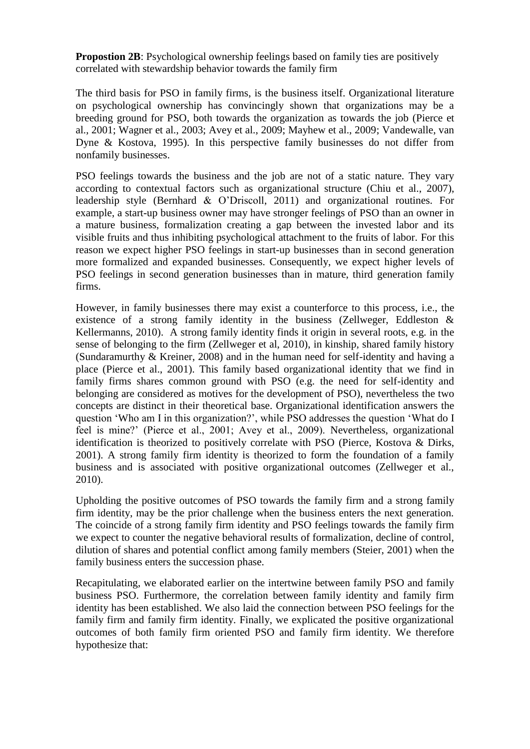**Propostion 2B**: Psychological ownership feelings based on family ties are positively correlated with stewardship behavior towards the family firm

The third basis for PSO in family firms, is the business itself. Organizational literature on psychological ownership has convincingly shown that organizations may be a breeding ground for PSO, both towards the organization as towards the job (Pierce et al., 2001; Wagner et al., 2003; Avey et al., 2009; Mayhew et al., 2009; Vandewalle, van Dyne & Kostova, 1995). In this perspective family businesses do not differ from nonfamily businesses.

PSO feelings towards the business and the job are not of a static nature. They vary according to contextual factors such as organizational structure (Chiu et al., 2007), leadership style (Bernhard & O'Driscoll, 2011) and organizational routines. For example, a start-up business owner may have stronger feelings of PSO than an owner in a mature business, formalization creating a gap between the invested labor and its visible fruits and thus inhibiting psychological attachment to the fruits of labor. For this reason we expect higher PSO feelings in start-up businesses than in second generation more formalized and expanded businesses. Consequently, we expect higher levels of PSO feelings in second generation businesses than in mature, third generation family firms.

However, in family businesses there may exist a counterforce to this process, i.e., the existence of a strong family identity in the business (Zellweger, Eddleston & Kellermanns, 2010). A strong family identity finds it origin in several roots, e.g. in the sense of belonging to the firm (Zellweger et al, 2010), in kinship, shared family history (Sundaramurthy & Kreiner, 2008) and in the human need for self-identity and having a place (Pierce et al., 2001). This family based organizational identity that we find in family firms shares common ground with PSO (e.g. the need for self-identity and belonging are considered as motives for the development of PSO), nevertheless the two concepts are distinct in their theoretical base. Organizational identification answers the question 'Who am I in this organization?', while PSO addresses the question 'What do I feel is mine?' (Pierce et al., 2001; Avey et al., 2009). Nevertheless, organizational identification is theorized to positively correlate with PSO (Pierce, Kostova & Dirks, 2001). A strong family firm identity is theorized to form the foundation of a family business and is associated with positive organizational outcomes (Zellweger et al., 2010).

Upholding the positive outcomes of PSO towards the family firm and a strong family firm identity, may be the prior challenge when the business enters the next generation. The coincide of a strong family firm identity and PSO feelings towards the family firm we expect to counter the negative behavioral results of formalization, decline of control, dilution of shares and potential conflict among family members (Steier, 2001) when the family business enters the succession phase.

Recapitulating, we elaborated earlier on the intertwine between family PSO and family business PSO. Furthermore, the correlation between family identity and family firm identity has been established. We also laid the connection between PSO feelings for the family firm and family firm identity. Finally, we explicated the positive organizational outcomes of both family firm oriented PSO and family firm identity. We therefore hypothesize that: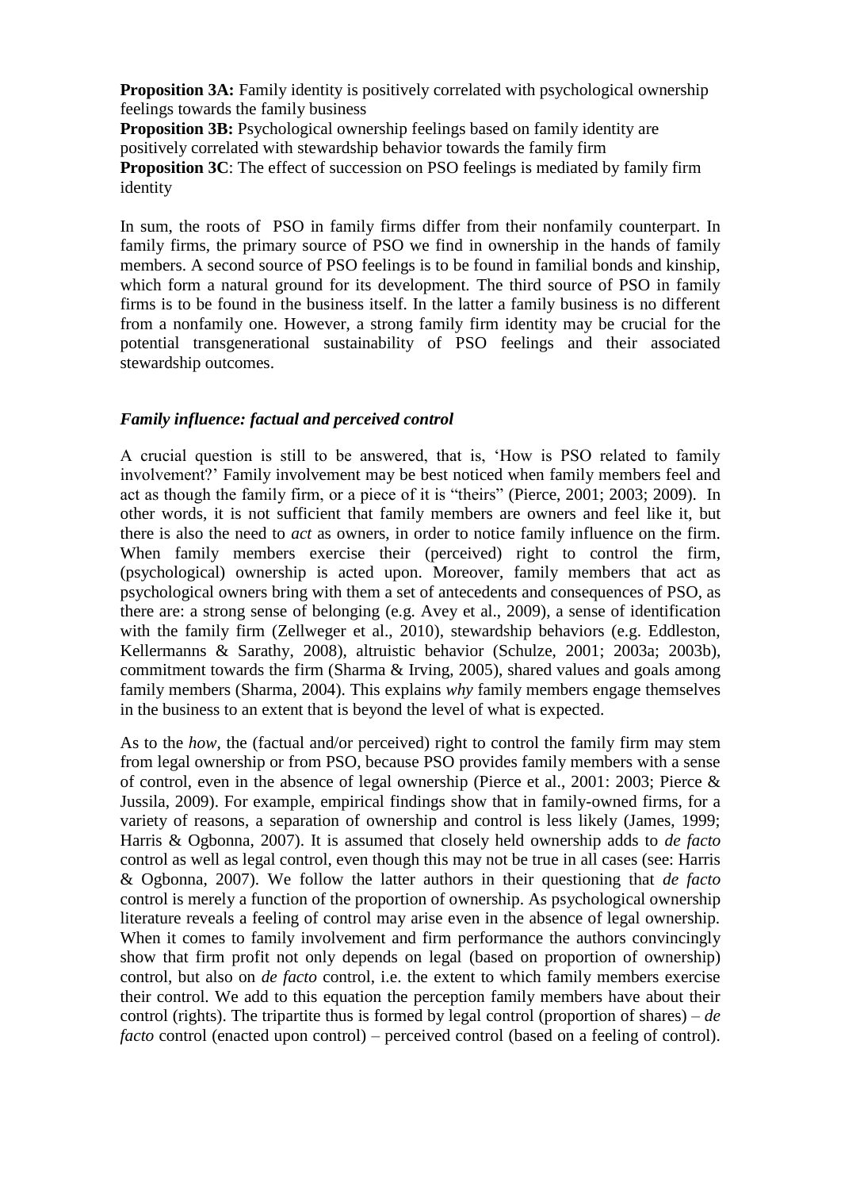**Proposition 3A:** Family identity is positively correlated with psychological ownership feelings towards the family business
**Proposition 3B:** Psychological ownership feelings based on family identity are positively correlated with stewardship behavior towards the family firm
**Proposition 3C**: The effect of succession on PSO feelings is mediated by family firm identity

In sum, the roots of PSO in family firms differ from their nonfamily counterpart. In family firms, the primary source of PSO we find in ownership in the hands of family members. A second source of PSO feelings is to be found in familial bonds and kinship, which form a natural ground for its development. The third source of PSO in family firms is to be found in the business itself. In the latter a family business is no different from a nonfamily one. However, a strong family firm identity may be crucial for the potential transgenerational sustainability of PSO feelings and their associated stewardship outcomes.

### *Family influence: factual and perceived control*

A crucial question is still to be answered, that is, 'How is PSO related to family involvement?' Family involvement may be best noticed when family members feel and act as though the family firm, or a piece of it is "theirs" (Pierce, 2001; 2003; 2009). In other words, it is not sufficient that family members are owners and feel like it, but there is also the need to *act* as owners, in order to notice family influence on the firm. When family members exercise their (perceived) right to control the firm, (psychological) ownership is acted upon. Moreover, family members that act as psychological owners bring with them a set of antecedents and consequences of PSO, as there are: a strong sense of belonging (e.g. Avey et al., 2009), a sense of identification with the family firm (Zellweger et al., 2010), stewardship behaviors (e.g. Eddleston, Kellermanns & Sarathy, 2008), altruistic behavior (Schulze, 2001; 2003a; 2003b), commitment towards the firm (Sharma & Irving, 2005), shared values and goals among family members (Sharma, 2004). This explains *why* family members engage themselves in the business to an extent that is beyond the level of what is expected.

As to the *how,* the (factual and/or perceived) right to control the family firm may stem from legal ownership or from PSO, because PSO provides family members with a sense of control, even in the absence of legal ownership (Pierce et al., 2001: 2003; Pierce & Jussila, 2009). For example, empirical findings show that in family-owned firms, for a variety of reasons, a separation of ownership and control is less likely (James, 1999; Harris & Ogbonna, 2007). It is assumed that closely held ownership adds to *de facto* control as well as legal control, even though this may not be true in all cases (see: Harris & Ogbonna, 2007). We follow the latter authors in their questioning that *de facto* control is merely a function of the proportion of ownership. As psychological ownership literature reveals a feeling of control may arise even in the absence of legal ownership. When it comes to family involvement and firm performance the authors convincingly show that firm profit not only depends on legal (based on proportion of ownership) control, but also on *de facto* control, i.e. the extent to which family members exercise their control. We add to this equation the perception family members have about their control (rights). The tripartite thus is formed by legal control (proportion of shares) – *de facto* control (enacted upon control) – perceived control (based on a feeling of control).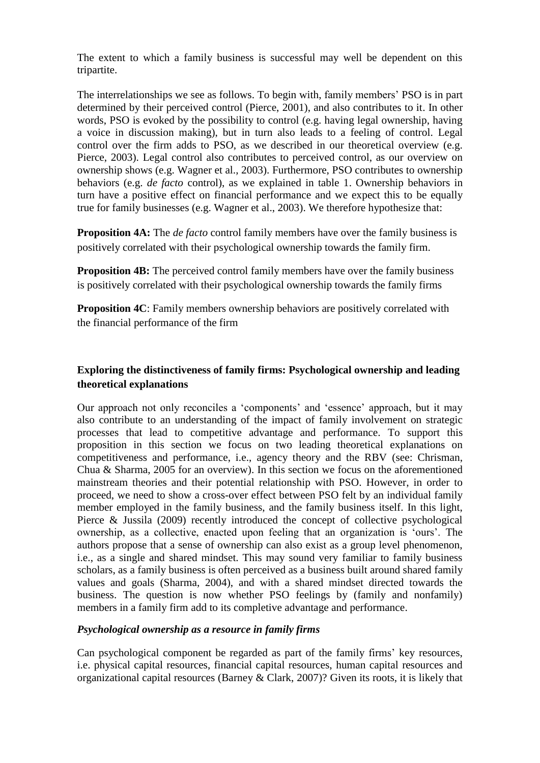The extent to which a family business is successful may well be dependent on this tripartite.

The interrelationships we see as follows. To begin with, family members' PSO is in part determined by their perceived control (Pierce, 2001), and also contributes to it. In other words, PSO is evoked by the possibility to control (e.g. having legal ownership, having a voice in discussion making), but in turn also leads to a feeling of control. Legal control over the firm adds to PSO, as we described in our theoretical overview (e.g. Pierce, 2003). Legal control also contributes to perceived control, as our overview on ownership shows (e.g. Wagner et al., 2003). Furthermore, PSO contributes to ownership behaviors (e.g. *de facto* control), as we explained in table 1. Ownership behaviors in turn have a positive effect on financial performance and we expect this to be equally true for family businesses (e.g. Wagner et al., 2003). We therefore hypothesize that:

**Proposition 4A:** The *de facto* control family members have over the family business is positively correlated with their psychological ownership towards the family firm.

**Proposition 4B:** The perceived control family members have over the family business is positively correlated with their psychological ownership towards the family firms

**Proposition 4C**: Family members ownership behaviors are positively correlated with the financial performance of the firm

## Exploring the distinctiveness of family firms: Psychological ownership and leading theoretical explanations

Our approach not only reconciles a 'components' and 'essence' approach, but it may also contribute to an understanding of the impact of family involvement on strategic processes that lead to competitive advantage and performance. To support this proposition in this section we focus on two leading theoretical explanations on competitiveness and performance, i.e., agency theory and the RBV (see: Chrisman, Chua & Sharma, 2005 for an overview). In this section we focus on the aforementioned mainstream theories and their potential relationship with PSO. However, in order to proceed, we need to show a cross-over effect between PSO felt by an individual family member employed in the family business, and the family business itself. In this light, Pierce & Jussila (2009) recently introduced the concept of collective psychological ownership, as a collective, enacted upon feeling that an organization is 'ours'. The authors propose that a sense of ownership can also exist as a group level phenomenon, i.e., as a single and shared mindset. This may sound very familiar to family business scholars, as a family business is often perceived as a business built around shared family values and goals (Sharma, 2004), and with a shared mindset directed towards the business. The question is now whether PSO feelings by (family and nonfamily) members in a family firm add to its completive advantage and performance.

### *Psychological ownership as a resource in family firms*

Can psychological component be regarded as part of the family firms' key resources, i.e. physical capital resources, financial capital resources, human capital resources and organizational capital resources (Barney & Clark, 2007)? Given its roots, it is likely that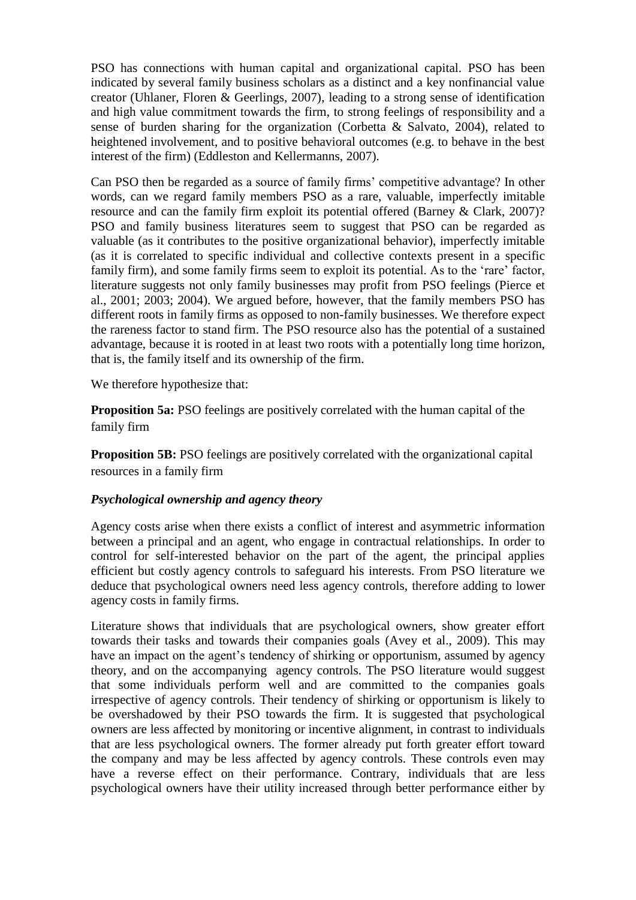PSO has connections with human capital and organizational capital. PSO has been indicated by several family business scholars as a distinct and a key nonfinancial value creator (Uhlaner, Floren & Geerlings, 2007), leading to a strong sense of identification and high value commitment towards the firm, to strong feelings of responsibility and a sense of burden sharing for the organization (Corbetta & Salvato, 2004), related to heightened involvement, and to positive behavioral outcomes (e.g. to behave in the best interest of the firm) (Eddleston and Kellermanns, 2007).

Can PSO then be regarded as a source of family firms' competitive advantage? In other words, can we regard family members PSO as a rare, valuable, imperfectly imitable resource and can the family firm exploit its potential offered (Barney & Clark, 2007)? PSO and family business literatures seem to suggest that PSO can be regarded as valuable (as it contributes to the positive organizational behavior), imperfectly imitable (as it is correlated to specific individual and collective contexts present in a specific family firm), and some family firms seem to exploit its potential. As to the 'rare' factor, literature suggests not only family businesses may profit from PSO feelings (Pierce et al., 2001; 2003; 2004). We argued before, however, that the family members PSO has different roots in family firms as opposed to non-family businesses. We therefore expect the rareness factor to stand firm. The PSO resource also has the potential of a sustained advantage, because it is rooted in at least two roots with a potentially long time horizon, that is, the family itself and its ownership of the firm.

We therefore hypothesize that:

**Proposition 5a:** PSO feelings are positively correlated with the human capital of the family firm

**Proposition 5B:** PSO feelings are positively correlated with the organizational capital resources in a family firm

### *Psychological ownership and agency theory*

Agency costs arise when there exists a conflict of interest and asymmetric information between a principal and an agent, who engage in contractual relationships. In order to control for self-interested behavior on the part of the agent, the principal applies efficient but costly agency controls to safeguard his interests. From PSO literature we deduce that psychological owners need less agency controls, therefore adding to lower agency costs in family firms.

Literature shows that individuals that are psychological owners, show greater effort towards their tasks and towards their companies goals (Avey et al., 2009). This may have an impact on the agent's tendency of shirking or opportunism, assumed by agency theory, and on the accompanying agency controls. The PSO literature would suggest that some individuals perform well and are committed to the companies goals irrespective of agency controls. Their tendency of shirking or opportunism is likely to be overshadowed by their PSO towards the firm. It is suggested that psychological owners are less affected by monitoring or incentive alignment, in contrast to individuals that are less psychological owners. The former already put forth greater effort toward the company and may be less affected by agency controls. These controls even may have a reverse effect on their performance. Contrary, individuals that are less psychological owners have their utility increased through better performance either by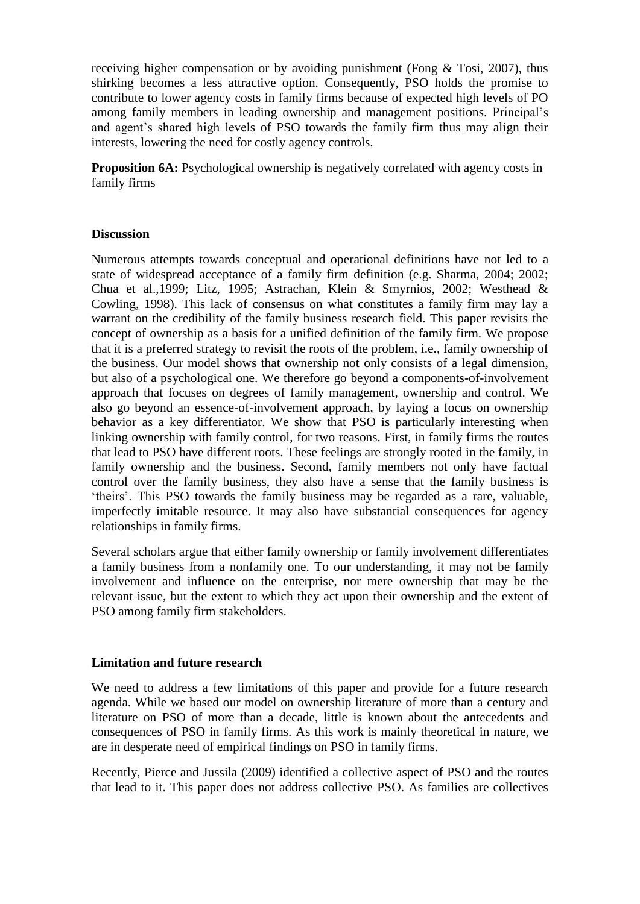receiving higher compensation or by avoiding punishment (Fong & Tosi, 2007), thus shirking becomes a less attractive option. Consequently, PSO holds the promise to contribute to lower agency costs in family firms because of expected high levels of PO among family members in leading ownership and management positions. Principal's and agent's shared high levels of PSO towards the family firm thus may align their interests, lowering the need for costly agency controls.

**Proposition 6A:** Psychological ownership is negatively correlated with agency costs in family firms

## Discussion

Numerous attempts towards conceptual and operational definitions have not led to a state of widespread acceptance of a family firm definition (e.g. Sharma, 2004; 2002; Chua et al.,1999; Litz, 1995; Astrachan, Klein & Smyrnios, 2002; Westhead & Cowling, 1998). This lack of consensus on what constitutes a family firm may lay a warrant on the credibility of the family business research field. This paper revisits the concept of ownership as a basis for a unified definition of the family firm. We propose that it is a preferred strategy to revisit the roots of the problem, i.e., family ownership of the business. Our model shows that ownership not only consists of a legal dimension, but also of a psychological one. We therefore go beyond a components-of-involvement approach that focuses on degrees of family management, ownership and control. We also go beyond an essence-of-involvement approach, by laying a focus on ownership behavior as a key differentiator. We show that PSO is particularly interesting when linking ownership with family control, for two reasons. First, in family firms the routes that lead to PSO have different roots. These feelings are strongly rooted in the family, in family ownership and the business. Second, family members not only have factual control over the family business, they also have a sense that the family business is 'theirs'. This PSO towards the family business may be regarded as a rare, valuable, imperfectly imitable resource. It may also have substantial consequences for agency relationships in family firms.

Several scholars argue that either family ownership or family involvement differentiates a family business from a nonfamily one. To our understanding, it may not be family involvement and influence on the enterprise, nor mere ownership that may be the relevant issue, but the extent to which they act upon their ownership and the extent of PSO among family firm stakeholders.

## Limitation and future research

We need to address a few limitations of this paper and provide for a future research agenda. While we based our model on ownership literature of more than a century and literature on PSO of more than a decade, little is known about the antecedents and consequences of PSO in family firms. As this work is mainly theoretical in nature, we are in desperate need of empirical findings on PSO in family firms.

Recently, Pierce and Jussila (2009) identified a collective aspect of PSO and the routes that lead to it. This paper does not address collective PSO. As families are collectives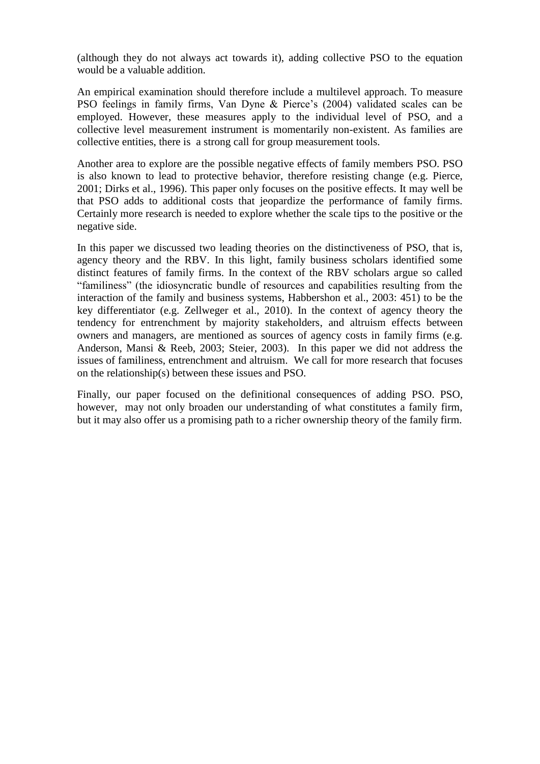(although they do not always act towards it), adding collective PSO to the equation would be a valuable addition.

An empirical examination should therefore include a multilevel approach. To measure PSO feelings in family firms, Van Dyne & Pierce's (2004) validated scales can be employed. However, these measures apply to the individual level of PSO, and a collective level measurement instrument is momentarily non-existent. As families are collective entities, there is a strong call for group measurement tools.

Another area to explore are the possible negative effects of family members PSO. PSO is also known to lead to protective behavior, therefore resisting change (e.g. Pierce, 2001; Dirks et al., 1996). This paper only focuses on the positive effects. It may well be that PSO adds to additional costs that jeopardize the performance of family firms. Certainly more research is needed to explore whether the scale tips to the positive or the negative side.

In this paper we discussed two leading theories on the distinctiveness of PSO, that is, agency theory and the RBV. In this light, family business scholars identified some distinct features of family firms. In the context of the RBV scholars argue so called "familiness" (the idiosyncratic bundle of resources and capabilities resulting from the interaction of the family and business systems, Habbershon et al., 2003: 451) to be the key differentiator (e.g. Zellweger et al., 2010). In the context of agency theory the tendency for entrenchment by majority stakeholders, and altruism effects between owners and managers, are mentioned as sources of agency costs in family firms (e.g. Anderson, Mansi & Reeb, 2003; Steier, 2003). In this paper we did not address the issues of familiness, entrenchment and altruism. We call for more research that focuses on the relationship(s) between these issues and PSO.

Finally, our paper focused on the definitional consequences of adding PSO. PSO, however, may not only broaden our understanding of what constitutes a family firm, but it may also offer us a promising path to a richer ownership theory of the family firm.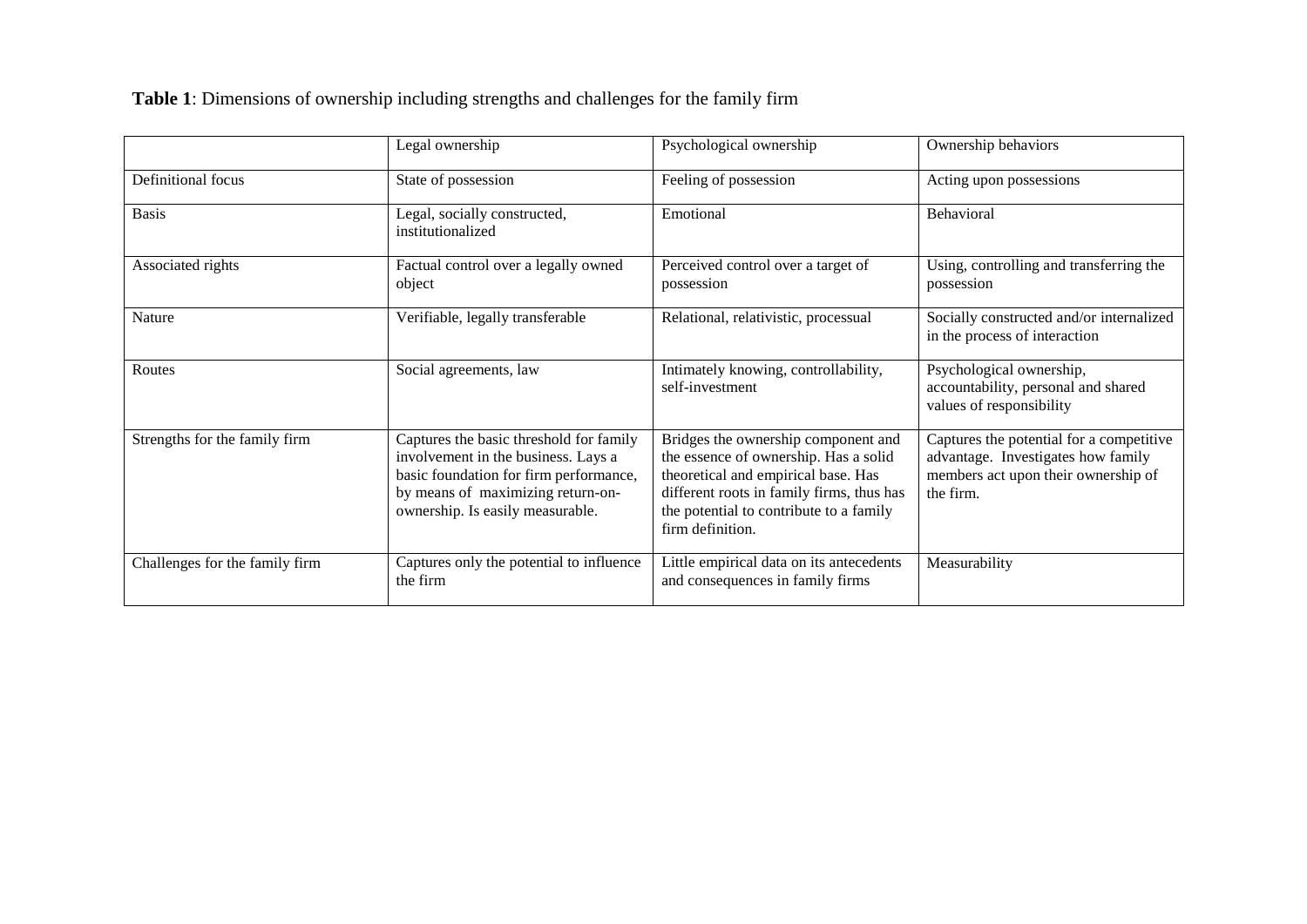**Table 1**: Dimensions of ownership including strengths and challenges for the family firm

| | Legal ownership | Psychological ownership | Ownership behaviors |
|---|---|---|---|
| Definitional focus | State of possession | Feeling of possession | Acting upon possessions |
| Basis | Legal, socially constructed, institutionalized | Emotional | Behavioral |
| Associated rights | Factual control over a legally owned object | Perceived control over a target of possession | Using, controlling and transferring the possession |
| Nature | Verifiable, legally transferable | Relational, relativistic, processual | Socially constructed and/or internalized in the process of interaction |
| Routes | Social agreements, law | Intimately knowing, controllability, self-investment | Psychological ownership, accountability, personal and shared values of responsibility |
| Strengths for the family firm | Captures the basic threshold for family involvement in the business. Lays a basic foundation for firm performance, by means of maximizing return-on-ownership. Is easily measurable. | Bridges the ownership component and the essence of ownership. Has a solid theoretical and empirical base. Has different roots in family firms, thus has the potential to contribute to a family firm definition. | Captures the potential for a competitive advantage. Investigates how family members act upon their ownership of the firm. |
| Challenges for the family firm | Captures only the potential to influence the firm | Little empirical data on its antecedents and consequences in family firms | Measurability |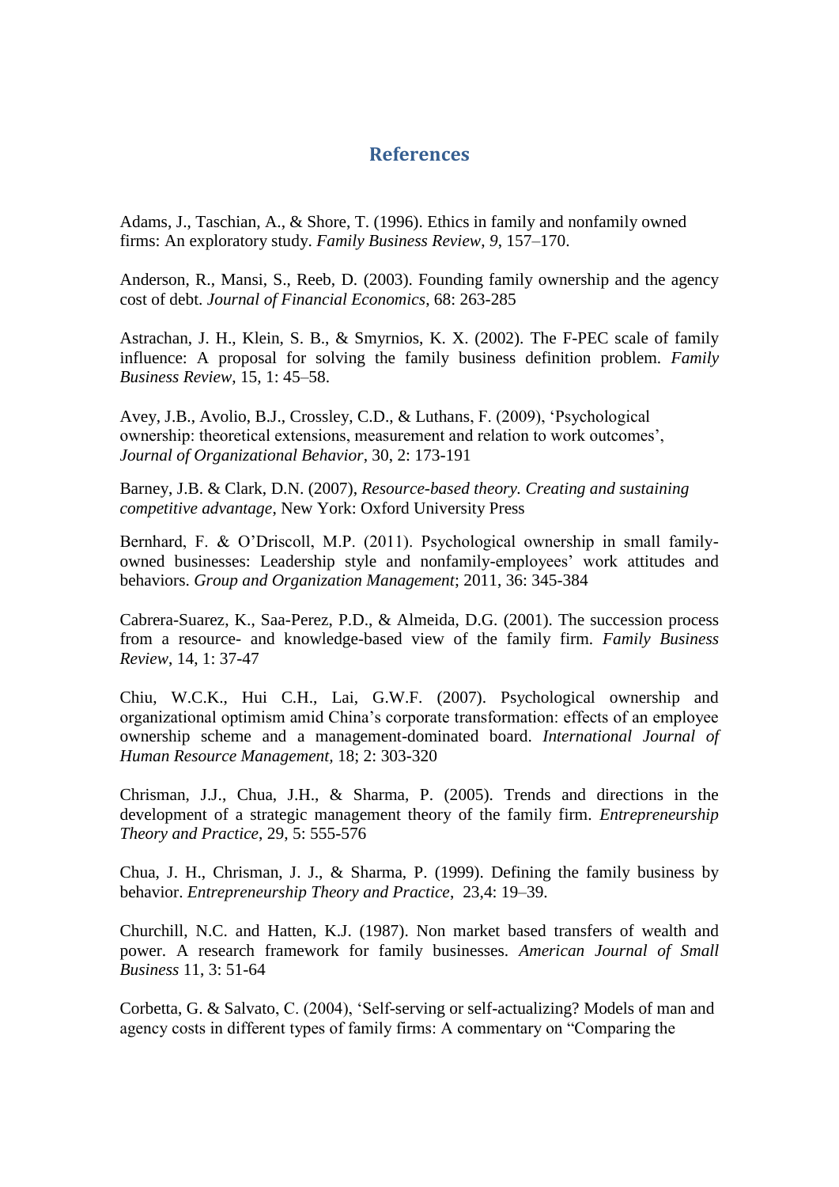# References

Adams, J., Taschian, A., & Shore, T. (1996). Ethics in family and nonfamily owned firms: An exploratory study. *Family Business Review*, *9*, 157–170.

Anderson, R., Mansi, S., Reeb, D. (2003). Founding family ownership and the agency cost of debt. *Journal of Financial Economics*, 68: 263-285

Astrachan, J. H., Klein, S. B., & Smyrnios, K. X. (2002). The F-PEC scale of family influence: A proposal for solving the family business definition problem. *Family Business Review*, 15, 1: 45–58.

Avey, J.B., Avolio, B.J., Crossley, C.D., & Luthans, F. (2009), 'Psychological ownership: theoretical extensions, measurement and relation to work outcomes', *Journal of Organizational Behavior*, 30, 2: 173-191

Barney, J.B. & Clark, D.N. (2007), *Resource-based theory. Creating and sustaining competitive advantage*, New York: Oxford University Press

Bernhard, F. & O'Driscoll, M.P. (2011). Psychological ownership in small family-owned businesses: Leadership style and nonfamily-employees' work attitudes and behaviors. *Group and Organization Management*; 2011, 36: 345-384

Cabrera-Suarez, K., Saa-Perez, P.D., & Almeida, D.G. (2001). The succession process from a resource- and knowledge-based view of the family firm. *Family Business Review*, 14, 1: 37-47

Chiu, W.C.K., Hui C.H., Lai, G.W.F. (2007). Psychological ownership and organizational optimism amid China's corporate transformation: effects of an employee ownership scheme and a management-dominated board. *International Journal of Human Resource Management*, 18; 2: 303-320

Chrisman, J.J., Chua, J.H., & Sharma, P. (2005). Trends and directions in the development of a strategic management theory of the family firm. *Entrepreneurship Theory and Practice*, 29, 5: 555-576

Chua, J. H., Chrisman, J. J., & Sharma, P. (1999). Defining the family business by behavior. *Entrepreneurship Theory and Practice*, 23,4: 19–39.

Churchill, N.C. and Hatten, K.J. (1987). Non market based transfers of wealth and power. A research framework for family businesses. *American Journal of Small Business* 11, 3: 51-64

Corbetta, G. & Salvato, C. (2004), 'Self-serving or self-actualizing? Models of man and agency costs in different types of family firms: A commentary on "Comparing the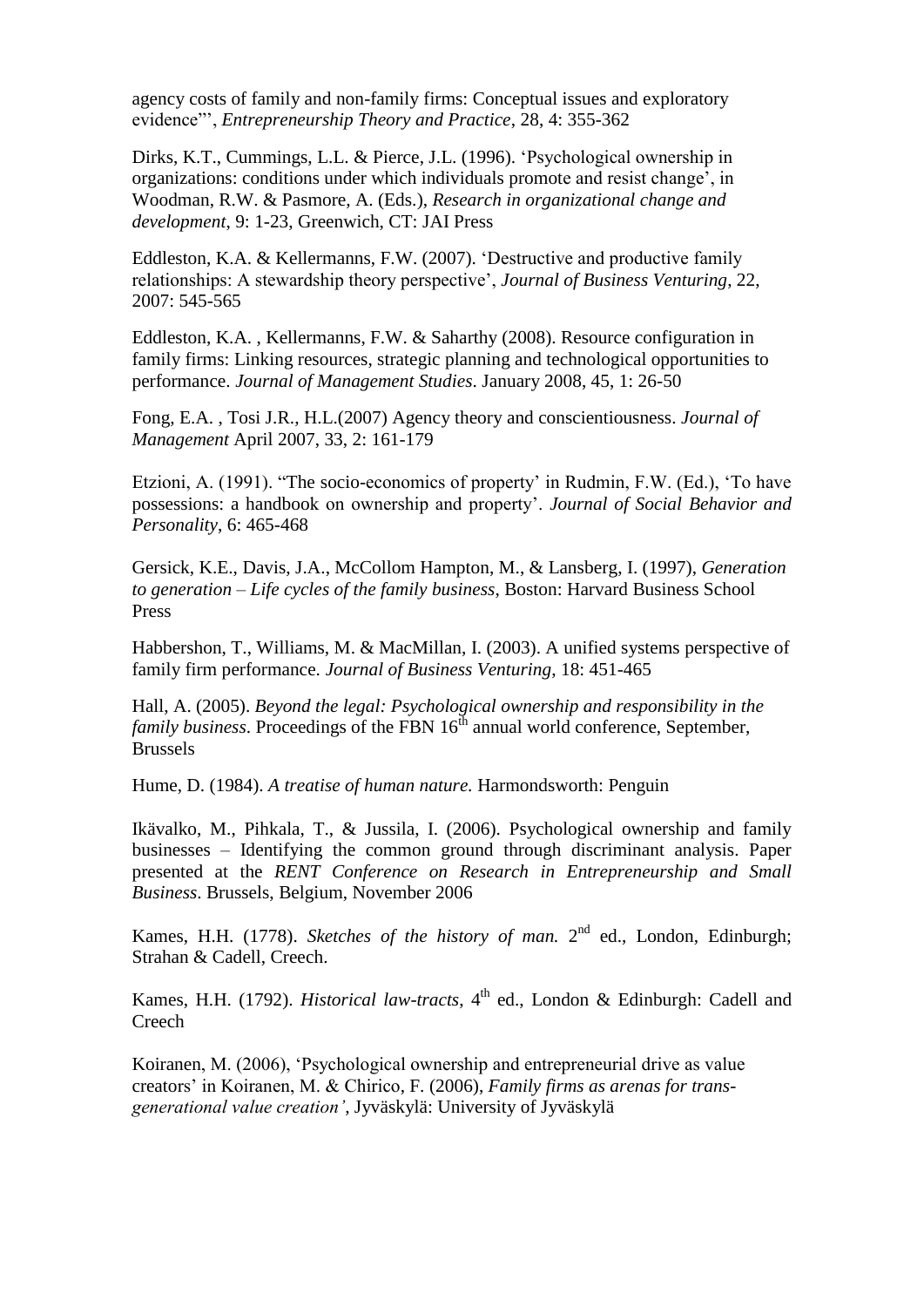agency costs of family and non-family firms: Conceptual issues and exploratory evidence"', *Entrepreneurship Theory and Practice*, 28, 4: 355-362

Dirks, K.T., Cummings, L.L. & Pierce, J.L. (1996). 'Psychological ownership in organizations: conditions under which individuals promote and resist change', in Woodman, R.W. & Pasmore, A. (Eds.), *Research in organizational change and development*, 9: 1-23, Greenwich, CT: JAI Press

Eddleston, K.A. & Kellermanns, F.W. (2007). 'Destructive and productive family relationships: A stewardship theory perspective', *Journal of Business Venturing*, 22, 2007: 545-565

Eddleston, K.A. , Kellermanns, F.W. & Saharthy (2008). Resource configuration in family firms: Linking resources, strategic planning and technological opportunities to performance. *Journal of Management Studies*. January 2008, 45, 1: 26-50

Fong, E.A. , Tosi J.R., H.L.(2007) Agency theory and conscientiousness. *Journal of Management* April 2007, 33, 2: 161-179

Etzioni, A. (1991). "The socio-economics of property' in Rudmin, F.W. (Ed.), 'To have possessions: a handbook on ownership and property'. *Journal of Social Behavior and Personality*, 6: 465-468

Gersick, K.E., Davis, J.A., McCollom Hampton, M., & Lansberg, I. (1997), *Generation to generation – Life cycles of the family business*, Boston: Harvard Business School Press

Habbershon, T., Williams, M. & MacMillan, I. (2003). A unified systems perspective of family firm performance. *Journal of Business Venturing*, 18: 451-465

Hall, A. (2005). *Beyond the legal: Psychological ownership and responsibility in the family business*. Proceedings of the FBN 16th annual world conference, September, Brussels

Hume, D. (1984). *A treatise of human nature.* Harmondsworth: Penguin

Ikävalko, M., Pihkala, T., & Jussila, I. (2006). Psychological ownership and family businesses – Identifying the common ground through discriminant analysis. Paper presented at the *RENT Conference on Research in Entrepreneurship and Small Business*. Brussels, Belgium, November 2006

Kames, H.H. (1778). *Sketches of the history of man.* 2nd ed., London, Edinburgh; Strahan & Cadell, Creech.

Kames, H.H. (1792). *Historical law-tracts*, 4th ed., London & Edinburgh: Cadell and Creech

Koiranen, M. (2006), 'Psychological ownership and entrepreneurial drive as value creators' in Koiranen, M. & Chirico, F. (2006), *Family firms as arenas for trans-generational value creation'*, Jyväskylä: University of Jyväskylä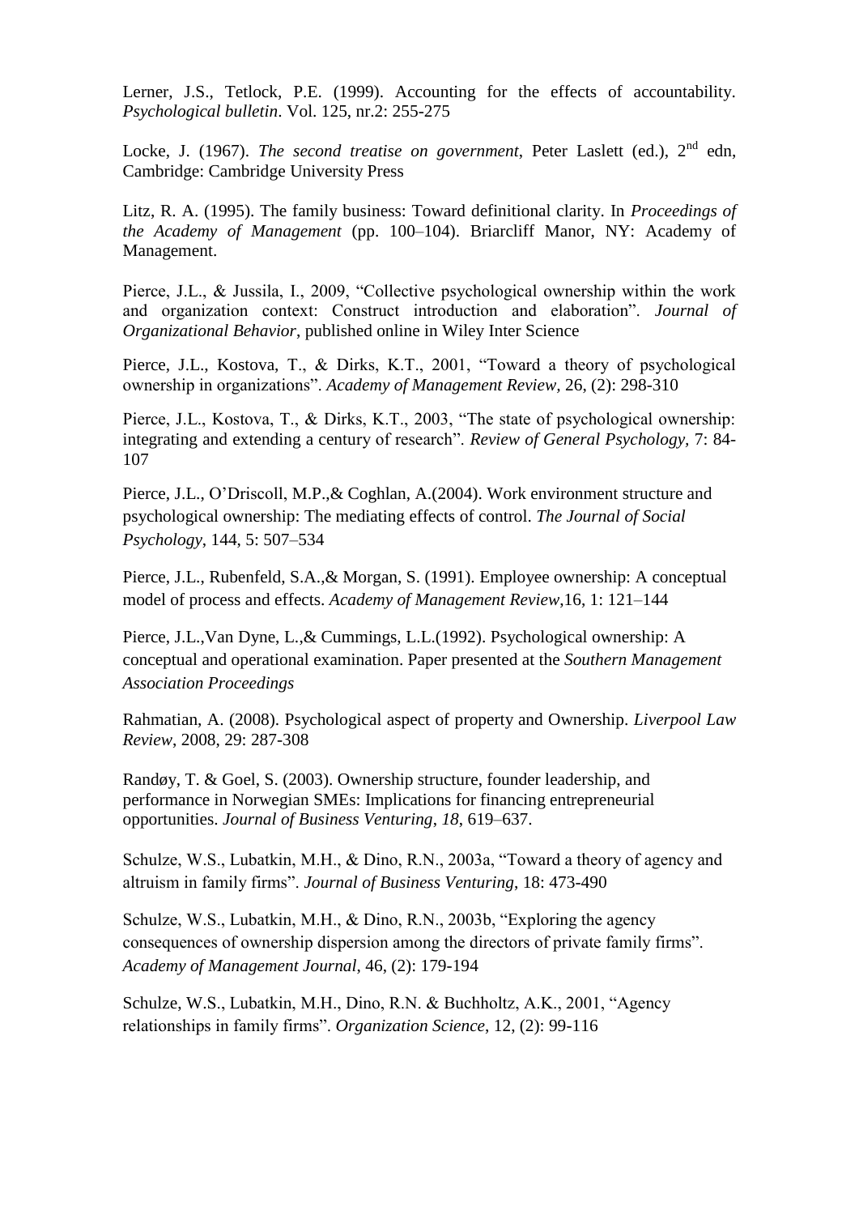Lerner, J.S., Tetlock, P.E. (1999). Accounting for the effects of accountability. *Psychological bulletin*. Vol. 125, nr.2: 255-275

Locke, J. (1967). *The second treatise on government*, Peter Laslett (ed.), 2nd edn, Cambridge: Cambridge University Press

Litz, R. A. (1995). The family business: Toward definitional clarity. In *Proceedings of the Academy of Management* (pp. 100–104). Briarcliff Manor, NY: Academy of Management.

Pierce, J.L., & Jussila, I., 2009, "Collective psychological ownership within the work and organization context: Construct introduction and elaboration". *Journal of Organizational Behavior*, published online in Wiley Inter Science

Pierce, J.L., Kostova, T., & Dirks, K.T., 2001, "Toward a theory of psychological ownership in organizations". *Academy of Management Review*, 26, (2): 298-310

Pierce, J.L., Kostova, T., & Dirks, K.T., 2003, "The state of psychological ownership: integrating and extending a century of research". *Review of General Psychology*, 7: 84-107

Pierce, J.L., O'Driscoll, M.P.,& Coghlan, A.(2004). Work environment structure and psychological ownership: The mediating effects of control. *The Journal of Social Psychology*, 144, 5: 507–534

Pierce, J.L., Rubenfeld, S.A.,& Morgan, S. (1991). Employee ownership: A conceptual model of process and effects. *Academy of Management Review*,16, 1: 121–144

Pierce, J.L.,Van Dyne, L.,& Cummings, L.L.(1992). Psychological ownership: A conceptual and operational examination. Paper presented at the *Southern Management Association Proceedings*

Rahmatian, A. (2008). Psychological aspect of property and Ownership. *Liverpool Law Review*, 2008, 29: 287-308

Randøy, T. & Goel, S. (2003). Ownership structure, founder leadership, and performance in Norwegian SMEs: Implications for financing entrepreneurial opportunities. *Journal of Business Venturing*, *18*, 619–637.

Schulze, W.S., Lubatkin, M.H., & Dino, R.N., 2003a, "Toward a theory of agency and altruism in family firms". *Journal of Business Venturing*, 18: 473-490

Schulze, W.S., Lubatkin, M.H., & Dino, R.N., 2003b, "Exploring the agency consequences of ownership dispersion among the directors of private family firms". *Academy of Management Journal*, 46, (2): 179-194

Schulze, W.S., Lubatkin, M.H., Dino, R.N. & Buchholtz, A.K., 2001, "Agency relationships in family firms". *Organization Science*, 12, (2): 99-116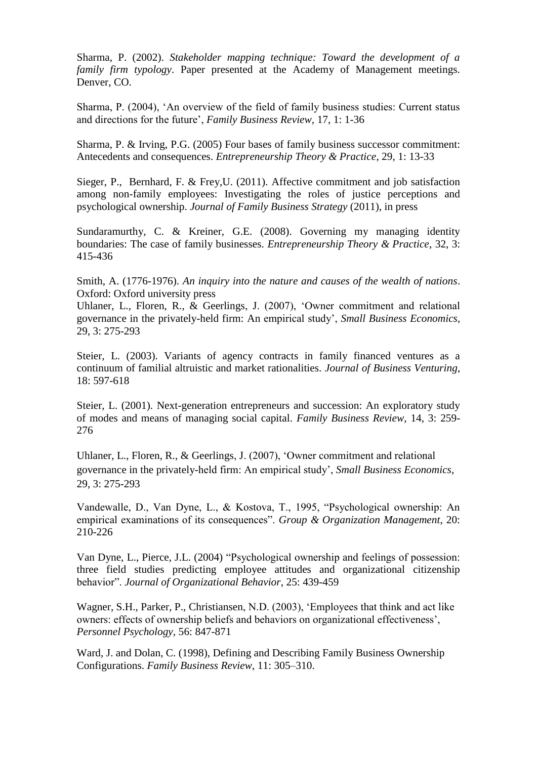Sharma, P. (2002). *Stakeholder mapping technique: Toward the development of a family firm typology*. Paper presented at the Academy of Management meetings. Denver, CO.

Sharma, P. (2004), 'An overview of the field of family business studies: Current status and directions for the future', *Family Business Review*, 17, 1: 1-36

Sharma, P. & Irving, P.G. (2005) Four bases of family business successor commitment: Antecedents and consequences. *Entrepreneurship Theory & Practice*, 29, 1: 13-33

Sieger, P., Bernhard, F. & Frey,U. (2011). Affective commitment and job satisfaction among non-family employees: Investigating the roles of justice perceptions and psychological ownership. *Journal of Family Business Strategy* (2011), in press

Sundaramurthy, C. & Kreiner, G.E. (2008). Governing my managing identity boundaries: The case of family businesses. *Entrepreneurship Theory & Practice*, 32, 3: 415-436

Smith, A. (1776-1976). *An inquiry into the nature and causes of the wealth of nations*. Oxford: Oxford university press

Uhlaner, L., Floren, R., & Geerlings, J. (2007), 'Owner commitment and relational governance in the privately-held firm: An empirical study', *Small Business Economics*, 29, 3: 275-293

Steier, L. (2003). Variants of agency contracts in family financed ventures as a continuum of familial altruistic and market rationalities. *Journal of Business Venturing*, 18: 597-618

Steier, L. (2001). Next-generation entrepreneurs and succession: An exploratory study of modes and means of managing social capital. *Family Business Review*, 14, 3: 259-276

Uhlaner, L., Floren, R., & Geerlings, J. (2007), 'Owner commitment and relational governance in the privately-held firm: An empirical study', *Small Business Economics*, 29, 3: 275-293

Vandewalle, D., Van Dyne, L., & Kostova, T., 1995, "Psychological ownership: An empirical examinations of its consequences". *Group & Organization Management*, 20: 210-226

Van Dyne, L., Pierce, J.L. (2004) "Psychological ownership and feelings of possession: three field studies predicting employee attitudes and organizational citizenship behavior". *Journal of Organizational Behavior*, 25: 439-459

Wagner, S.H., Parker, P., Christiansen, N.D. (2003), 'Employees that think and act like owners: effects of ownership beliefs and behaviors on organizational effectiveness', *Personnel Psychology*, 56: 847-871

Ward, J. and Dolan, C. (1998), Defining and Describing Family Business Ownership Configurations. *Family Business Review*, 11: 305–310.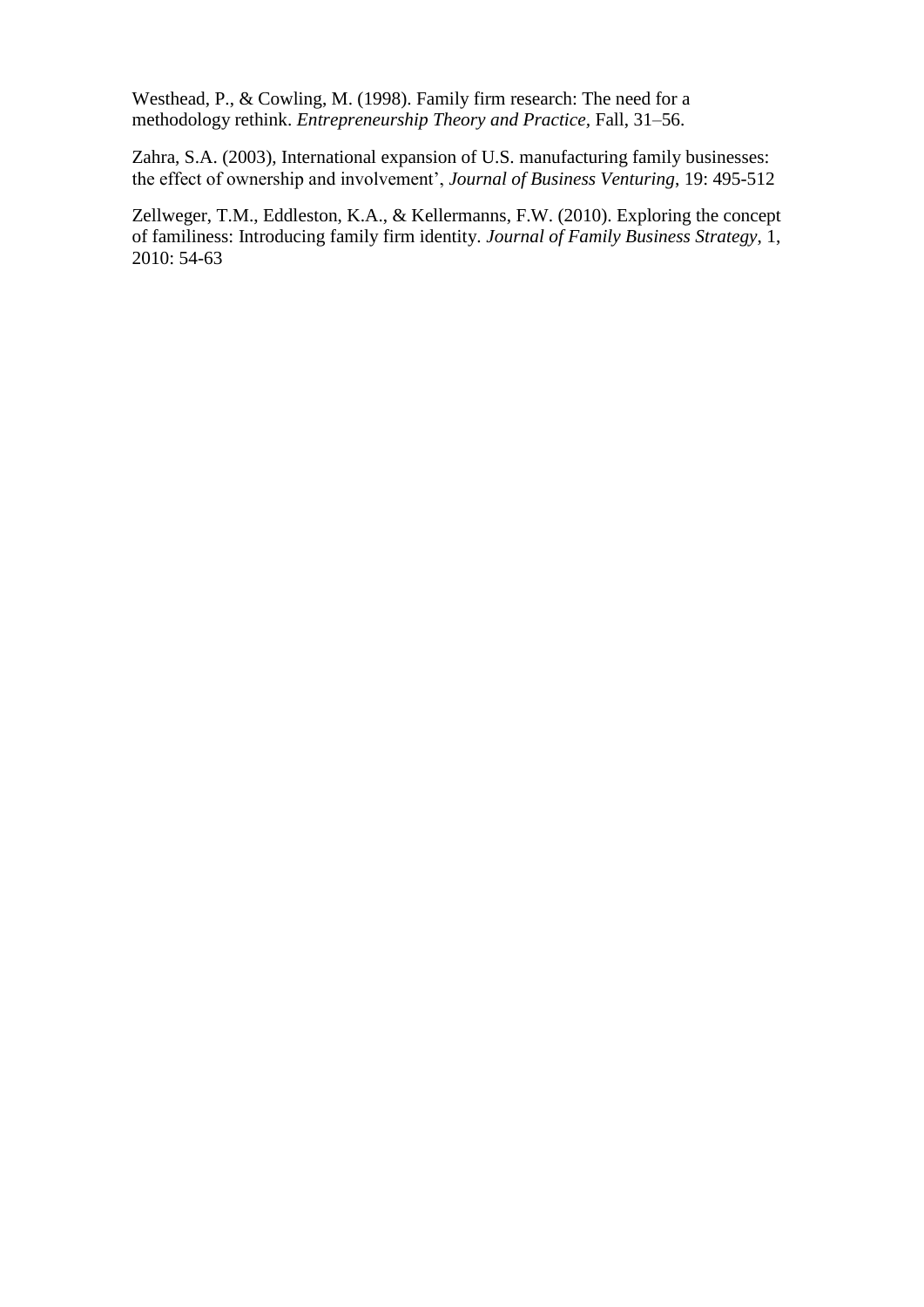Westhead, P., & Cowling, M. (1998). Family firm research: The need for a methodology rethink. *Entrepreneurship Theory and Practice*, Fall, 31–56.

Zahra, S.A. (2003), International expansion of U.S. manufacturing family businesses: the effect of ownership and involvement', *Journal of Business Venturing*, 19: 495-512

Zellweger, T.M., Eddleston, K.A., & Kellermanns, F.W. (2010). Exploring the concept of familiness: Introducing family firm identity. *Journal of Family Business Strategy*, 1, 2010: 54-63